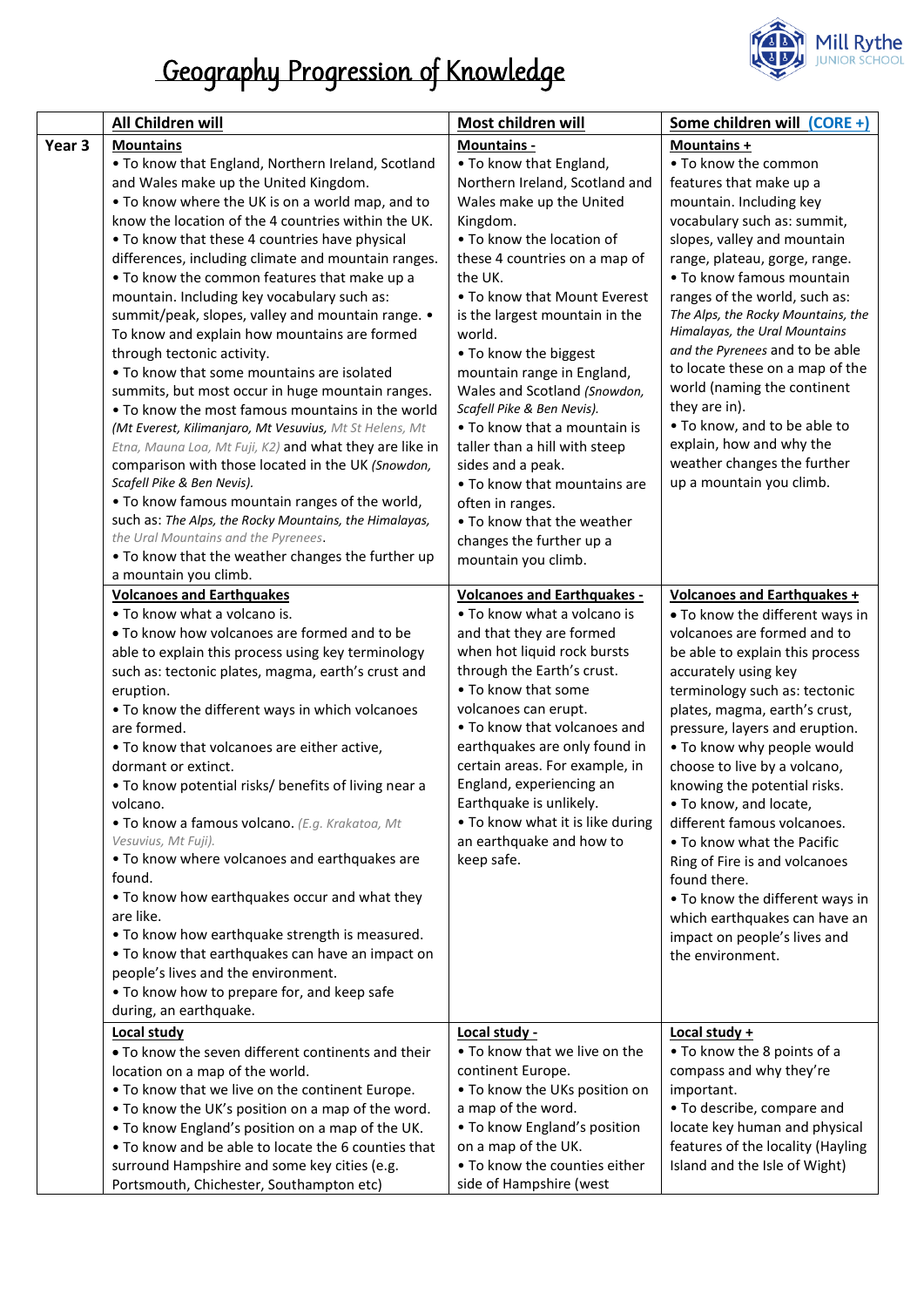# Geography Progression of Knowledge

Mill Rythe JUNIOR SCHOOL

| | All Children will | Most children will | Some children will (CORE +) |
|---|---|---|---|
| Year 3 | **Mountains**<br>• To know that England, Northern Ireland, Scotland and Wales make up the United Kingdom.<br>• To know where the UK is on a world map, and to know the location of the 4 countries within the UK.<br>• To know that these 4 countries have physical differences, including climate and mountain ranges.<br>• To know the common features that make up a mountain. Including key vocabulary such as: summit/peak, slopes, valley and mountain range. • To know and explain how mountains are formed through tectonic activity.<br>• To know that some mountains are isolated summits, but most occur in huge mountain ranges.<br>• To know the most famous mountains in the world *(Mt Everest, Kilimanjaro, Mt Vesuvius, Mt St Helens, Mt Etna, Mauna Loa, Mt Fuji, K2)* and what they are like in comparison with those located in the UK *(Snowdon, Scafell Pike & Ben Nevis).*<br>• To know famous mountain ranges of the world, such as: *The Alps, the Rocky Mountains, the Himalayas, the Ural Mountains and the Pyrenees*.<br>• To know that the weather changes the further up a mountain you climb. | **Mountains -**<br>• To know that England, Northern Ireland, Scotland and Wales make up the United Kingdom.<br>• To know the location of these 4 countries on a map of the UK.<br>• To know that Mount Everest is the largest mountain in the world.<br>• To know the biggest mountain range in England, Wales and Scotland *(Snowdon, Scafell Pike & Ben Nevis).*<br>• To know that a mountain is taller than a hill with steep sides and a peak.<br>• To know that mountains are often in ranges.<br>• To know that the weather changes the further up a mountain you climb. | **Mountains +**<br>• To know the common features that make up a mountain. Including key vocabulary such as: summit, slopes, valley and mountain range, plateau, gorge, range.<br>• To know famous mountain ranges of the world, such as: *The Alps, the Rocky Mountains, the Himalayas, the Ural Mountains and the Pyrenees* and to be able to locate these on a map of the world (naming the continent they are in).<br>• To know, and to be able to explain, how and why the weather changes the further up a mountain you climb. |
| | **Volcanoes and Earthquakes**<br>• To know what a volcano is.<br>• To know how volcanoes are formed and to be able to explain this process using key terminology such as: tectonic plates, magma, earth's crust and eruption.<br>• To know the different ways in which volcanoes are formed.<br>• To know that volcanoes are either active, dormant or extinct.<br>• To know potential risks/ benefits of living near a volcano.<br>• To know a famous volcano. *(E.g. Krakatoa, Mt Vesuvius, Mt Fuji).*<br>• To know where volcanoes and earthquakes are found.<br>• To know how earthquakes occur and what they are like.<br>• To know how earthquake strength is measured.<br>• To know that earthquakes can have an impact on people's lives and the environment.<br>• To know how to prepare for, and keep safe during, an earthquake. | **Volcanoes and Earthquakes -**<br>• To know what a volcano is and that they are formed when hot liquid rock bursts through the Earth's crust.<br>• To know that some volcanoes can erupt.<br>• To know that volcanoes and earthquakes are only found in certain areas. For example, in England, experiencing an Earthquake is unlikely.<br>• To know what it is like during an earthquake and how to keep safe. | **Volcanoes and Earthquakes +**<br>• To know the different ways in volcanoes are formed and to be able to explain this process accurately using key terminology such as: tectonic plates, earth's crust, pressure, layers and eruption.<br>• To know why people would choose to live by a volcano, knowing the potential risks.<br>• To know, and locate, different famous volcanoes.<br>• To know what the Pacific Ring of Fire is and volcanoes found there.<br>• To know the different ways in which earthquakes can have an impact on people's lives and the environment. |
| | **Local study**<br>• To know the seven different continents and their location on a map of the world.<br>• To know that we live on the continent Europe.<br>• To know the UK's position on a map of the word.<br>• To know England's position on a map of the UK.<br>• To know and be able to locate the 6 counties that surround Hampshire and some key cities (e.g. Portsmouth, Chichester, Southampton etc) | **Local study -**<br>• To know that we live on the continent Europe.<br>• To know the UKs position on a map of the word.<br>• To know England's position on a map of the UK.<br>• To know the counties either side of Hampshire (west | **Local study +**<br>• To know the 8 points of a compass and why they're important.<br>• To describe, compare and locate key human and physical features of the locality (Hayling Island and the Isle of Wight) |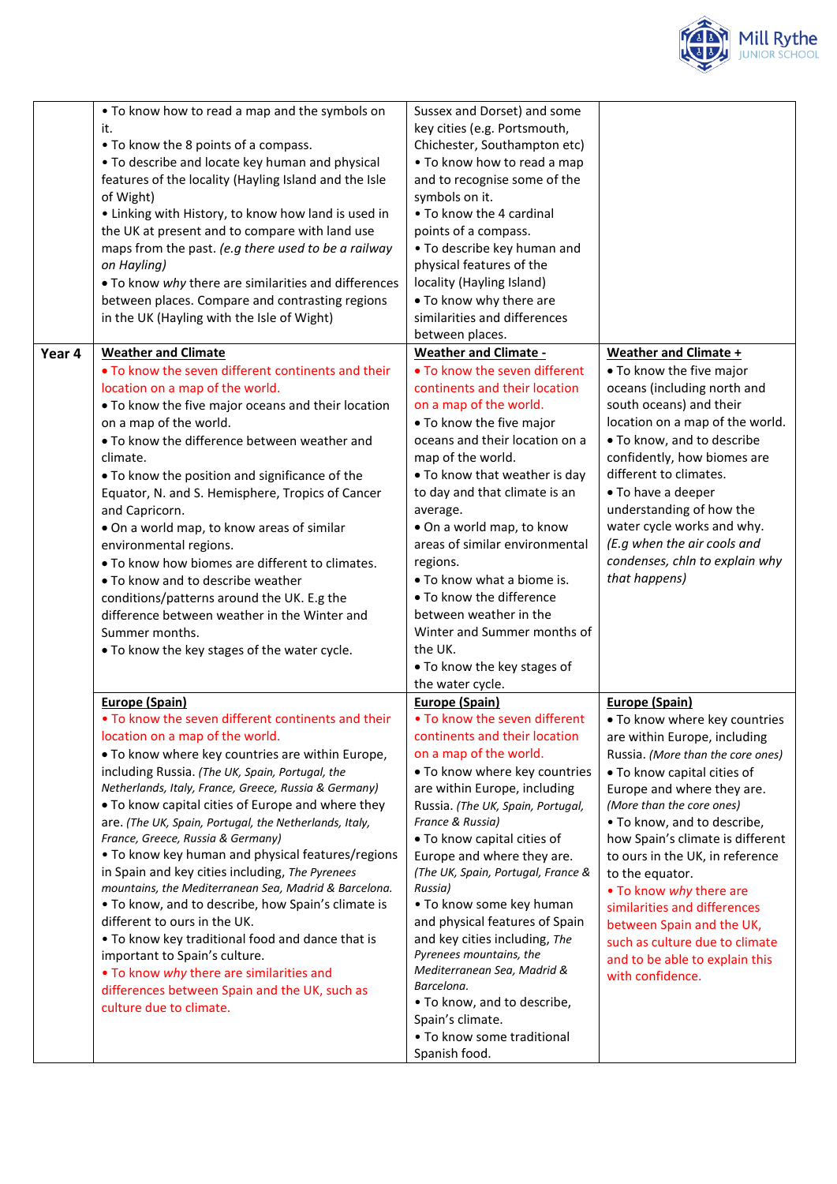| | | | |
|---|---|---|---|
| | • To know how to read a map and the symbols on it.<br>• To know the 8 points of a compass.<br>• To describe and locate key human and physical features of the locality (Hayling Island and the Isle of Wight)<br>• Linking with History, to know how land is used in the UK at present and to compare with land use maps from the past. *(e.g there used to be a railway on Hayling)*<br>• To know *why* there are similarities and differences between places. Compare and contrasting regions in the UK (Hayling with the Isle of Wight) | Sussex and Dorset) and some key cities (e.g. Portsmouth, Chichester, Southampton etc)<br>• To know how to read a map and to recognise some of the symbols on it.<br>• To know the 4 cardinal points of a compass.<br>• To describe key human and physical features of the locality (Hayling Island)<br>• To know why there are similarities and differences between places. | |
| **Year 4** | **Weather and Climate**<br>• To know the seven different continents and their location on a map of the world.<br>• To know the five major oceans and their location on a map of the world.<br>• To know the difference between weather and climate.<br>• To know the position and significance of the Equator, N. and S. Hemisphere, Tropics of Cancer and Capricorn.<br>• On a world map, to know areas of similar environmental regions.<br>• To know how biomes are different to climates.<br>• To know and to describe weather conditions/patterns around the UK. E.g the difference between weather in the Winter and Summer months.<br>• To know the key stages of the water cycle. | **Weather and Climate -**<br>• To know the seven different continents and their location on a map of the world.<br>• To map of the five major oceans and their location on a map of the world.<br>• To know that weather is day to day and that climate is an average.<br>• On a world map, to know areas of similar environmental regions.<br>• To know what a biome is.<br>• To know the difference between weather in the Winter and Summer months of the UK.<br>• To know the key stages of the water cycle. | **Weather and Climate +**<br>• To know the five major oceans (including north and south oceans) and their location on a map of the world.<br>• To know, and to describe confidently, how biomes are different to climates.<br>• To have a deeper understanding of how the water cycle works and why. *(E.g when the air cools and condenses, chln to explain why that happens)* |
| | **Europe (Spain)**<br>• To know the seven different continents and their location on a map of the world.<br>• To know where key countries are within Europe, including Russia. *(The UK, Spain, Portugal, the Netherlands, Italy, France, Greece, Russia & Germany)*<br>• To know capital cities of Europe and where they are. *(The UK, Spain, Portugal, the Netherlands, Italy, France, Greece, Russia & Germany)*<br>• To know key human and physical features/regions in Spain and key cities including, *The Pyrenees mountains, the Mediterranean Sea, Madrid & Barcelona.*<br>• To know, and to describe, how Spain's climate is different to ours in the UK.<br>• To know key traditional food and dance that is important to Spain's culture.<br>• To know *why* there are similarities and differences between Spain and the UK, such as culture due to climate. | **Europe (Spain)**<br>• To know the seven different continents and their location on a map of the world.<br>• To know where key countries are within Europe, including Russia. *(The UK, Spain, Portugal, France & Russia)*<br>• To know capital cities of Europe and where they are. *(The UK, Spain, Portugal, France & Russia)*<br>• To know some key human and physical features of Spain and key cities including, *The Pyrenees mountains, the Mediterranean Sea, Madrid & Barcelona.*<br>• To know, and to describe, Spain's climate.<br>• To know some traditional Spanish food. | **Europe (Spain)**<br>• To know where key countries are within Europe, including Russia. *(More than the core ones)*<br>• To know capital cities of Europe and where they are. *(More than the core ones)*<br>• To know, and to describe, how Spain's climate is different to ours in the UK, in reference to the equator.<br>• To know *why* there are similarities and differences between Spain and the UK, such as culture due to climate and to be able to explain this with confidence. |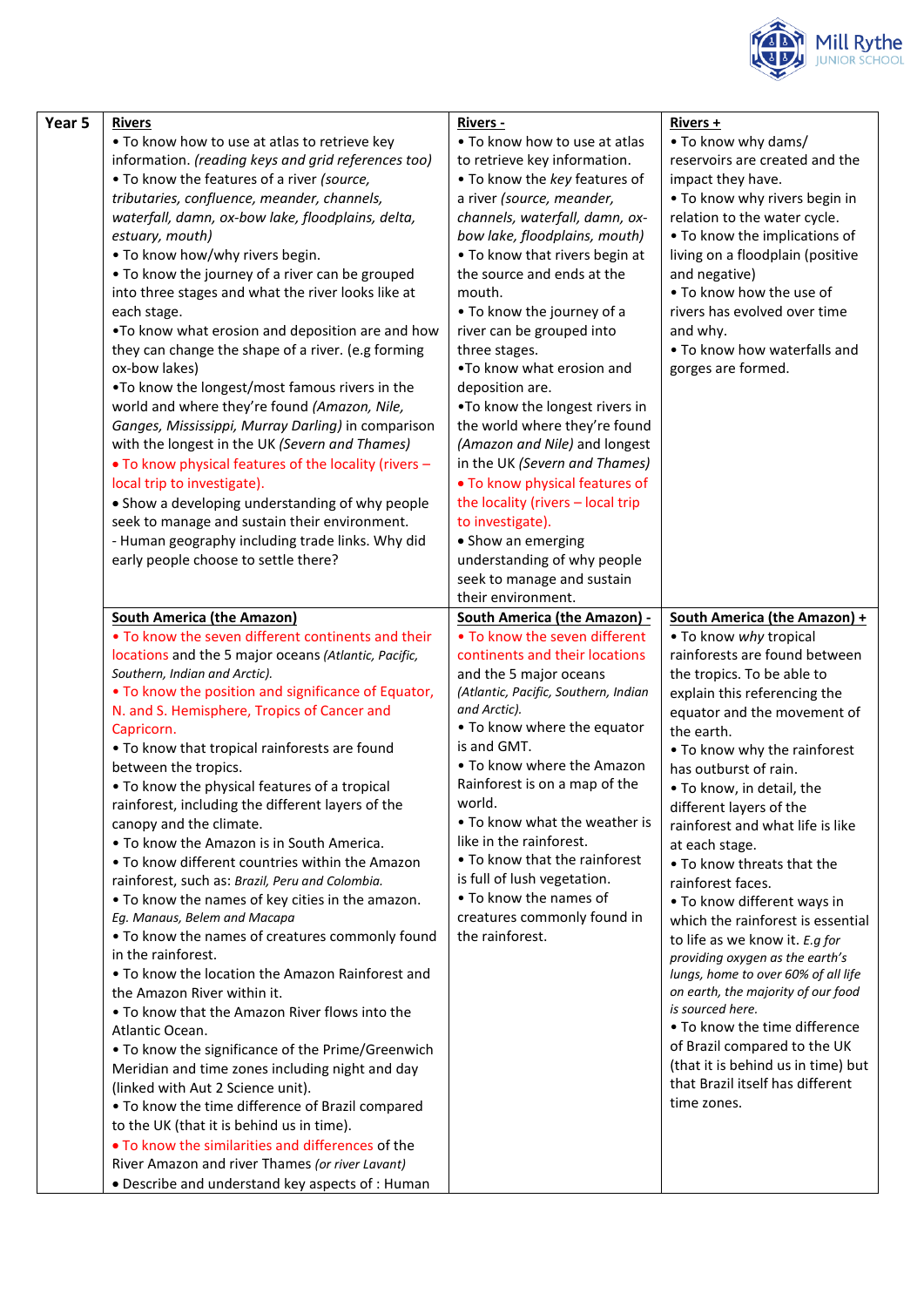| Year 5 | **Rivers** | **Rivers -** | **Rivers +** |
|---|---|---|---|
| | • To know how to use at atlas to retrieve key information. *(reading keys and grid references too)*<br>• To know the features of a river *(source, tributaries, confluence, meander, channels, waterfall, damn, ox-bow lake, floodplains, delta, estuary, mouth)*<br>• To know how/why rivers begin.<br>• To know the journey of a river can be grouped into three stages and what the river looks like at each stage.<br>•To know what erosion and deposition are and how they can change the shape of a river. (e.g forming ox-bow lakes)<br>•To know the longest/most famous rivers in the world and where they're found *(Amazon, Nile, Ganges, Mississippi, Murray Darling)* in comparison with the longest in the UK *(Severn and Thames)*<br>• To know physical features of the locality (rivers – local trip to investigate).<br>• Show a developing understanding of why people seek to manage and sustain their environment.<br>- Human geography including trade links. Why did early people choose to settle there? | • To know how to use at atlas to retrieve key information.<br>• To know the *key* features of a river *(source, meander, channels, waterfall, damn, ox-bow lake, floodplains, mouth)*<br>• To know that rivers begin at the source and ends at the mouth.<br>• To know the journey of a river can be grouped into three stages.<br>•To know what erosion and deposition are.<br>•To know the longest rivers in the world where they're found *(Amazon and Nile)* and longest in the UK *(Severn and Thames)*<br>• To know physical features of the locality (rivers – local trip to investigate).<br>• Show an emerging understanding of why people seek to manage and sustain their environment. | • To know why dams/ reservoirs are created and the impact they have.<br>• To know why rivers begin in relation to the water cycle.<br>• To know the implications of living on a floodplain (positive and negative)<br>• To know how the use of rivers has evolved over time and why.<br>• To know how waterfalls and gorges are formed. |
| | **South America (the Amazon)**<br>• To know the seven different continents and their locations and the 5 major oceans *(Atlantic, Pacific, Southern, Indian and Arctic).*<br>• To know the position and significance of Equator, N. and S. Hemisphere, Tropics of Cancer and Capricorn.<br>• To know that tropical rainforests are found between the tropics.<br>• To know the physical features of a tropical rainforest, including the different layers of the canopy and the climate.<br>• To know the Amazon is in South America.<br>• To know different countries within the Amazon rainforest, such as: *Brazil, Peru and Colombia.*<br>• To know the names of key cities in the amazon. *Eg. Manaus, Belem and Macapa*<br>• To know the names of creatures commonly found in the rainforest.<br>• To know the location the Amazon Rainforest and the Amazon River within it.<br>• To know that the Amazon River flows into the Atlantic Ocean.<br>• To know the significance of the Prime/Greenwich Meridian and time zones including night and day (linked with Aut 2 Science unit).<br>• To know the time difference of Brazil compared to the UK (that it is behind us in time).<br>• To know the similarities and differences of the River Amazon and river Thames *(or river Lavant)*<br>• Describe and understand key aspects of : Human | **South America (the Amazon) -**<br>• To know the seven different continents and their locations and the 5 major oceans *(Atlantic, Pacific, Southern, Indian and Arctic).*<br>• To know where the equator is and GMT.<br>• To know where the Amazon Rainforest is on a map of the world.<br>• To know what the weather is like in the rainforest.<br>• To know that the rainforest is full of lush vegetation.<br>• To know the names of creatures commonly found in the rainforest. | **South America (the Amazon) +**<br>• To know *why* tropical rainforests are found between the tropics. To be able to explain this referencing the equator and the movement of the earth.<br>• To know why the rainforest has outburst of rain.<br>• To know, in detail, the different layers of the rainforest and what life is like at each stage.<br>• To know threats that the rainforest faces.<br>• To know different ways in which the rainforest is essential to life as we know it. *E.g for providing oxygen as the earth's lungs, home to over 60% of all life on earth, the majority of our food is sourced here.*<br>• To know the time difference of Brazil compared to the UK (that it is behind us in time) but that Brazil itself has different time zones. |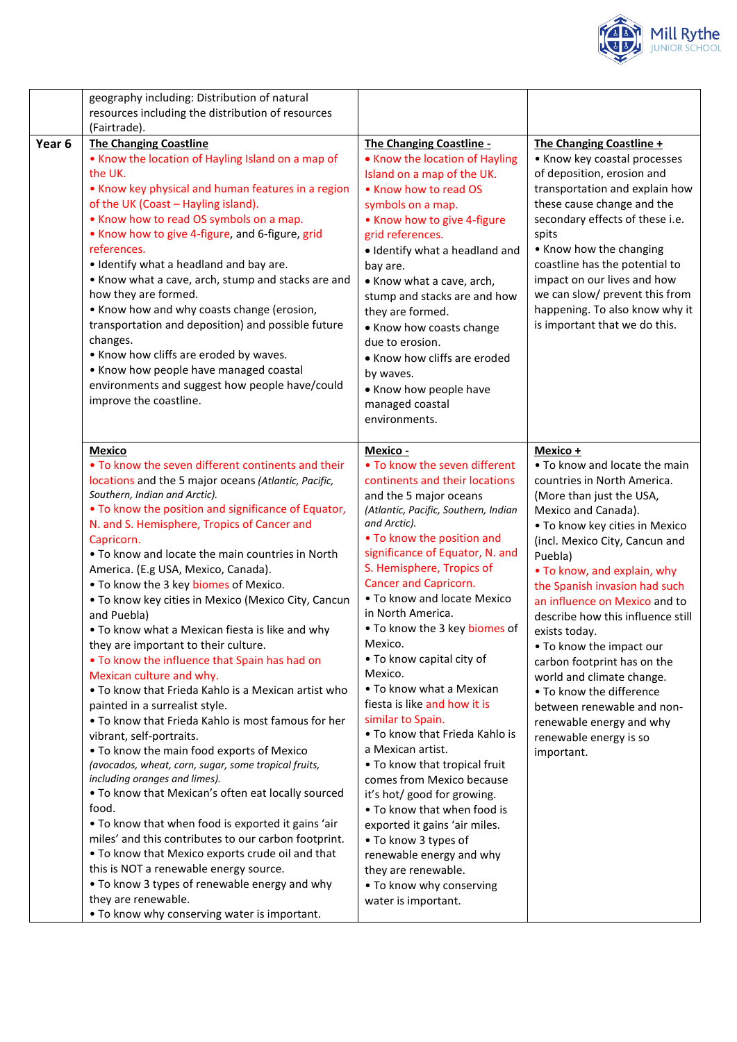| | | | |
|---|---|---|---|
| | geography including: Distribution of natural resources including the distribution of resources (Fairtrade). | | |
| Year 6 | **The Changing Coastline**<br>• Know the location of Hayling Island on a map of the UK.<br>• Know key physical and human features in a region of the UK (Coast – Hayling island).<br>• Know how to read OS symbols on a map.<br>• Know how to give 4-figure, and 6-figure, grid references.<br>• Identify what a headland and bay are.<br>• Know what a cave, arch, stump and stacks are and how they are formed.<br>• Know how and why coasts change (erosion, transportation and deposition) and possible future changes.<br>• Know how cliffs are eroded by waves.<br>• Know how people have managed coastal environments and suggest how people have/could improve the coastline. | **The Changing Coastline -**<br>• Know the location of Hayling Island on a map of the UK.<br>• Know how to read OS symbols on a map.<br>• Know how to give 4-figure grid references.<br>• Identify what a headland and bay are.<br>• Know what a cave, arch, stump and stacks are and how they are formed.<br>• Know how coasts change due to erosion.<br>• Know how cliffs are eroded by waves.<br>• Know how people have managed coastal environments. | **The Changing Coastline +**<br>• Know key coastal processes of deposition, erosion and transportation and explain how these cause change and the secondary effects of these i.e. spits<br>• Know how the changing coastline has the potential to impact on our lives and how we can slow/ prevent this from happening. To also know why it is important that we do this. |
| | **Mexico**<br>• To know the seven different continents and their locations and the 5 major oceans *(Atlantic, Pacific, Southern, Indian and Arctic).*<br>• To know the position and significance of Equator, N. and S. Hemisphere, Tropics of Cancer and Capricorn.<br>• To know and locate the main countries in North America. (E.g USA, Mexico, Canada).<br>• To know the 3 key biomes of Mexico.<br>• To know key cities in Mexico (Mexico City, Cancun and Puebla)<br>• To know what a Mexican fiesta is like and why they are important to their culture.<br>• To know the influence that Spain has had on Mexican culture and why.<br>• To know that Frieda Kahlo is a Mexican artist who painted in a surrealist style.<br>• To know that Frieda Kahlo is most famous for her vibrant, self-portraits.<br>• To know the main food exports of Mexico *(avocados, wheat, corn, sugar, some tropical fruits, including oranges and limes).*<br>• To know that Mexican's often eat locally sourced food.<br>• To know that when food is exported it gains 'air miles' and this contributes to our carbon footprint.<br>• To know that Mexico exports crude oil and that this is NOT a renewable energy source.<br>• To know 3 types of renewable energy and why they are renewable.<br>• To know why conserving water is important. | **Mexico -**<br>• To know the seven different continents and their locations and the 5 major oceans *(Atlantic, Pacific, Southern, Indian and Arctic).*<br>• To know the position and significance of Equator, N. and S. Hemisphere, Tropics of Cancer and Capricorn.<br>• To know and locate Mexico in North America.<br>• To know the 3 key biomes of Mexico.<br>• To know capital city of Mexico.<br>• To know what a Mexican fiesta is like and how it is similar to Spain.<br>• To know that Frieda Kahlo is a Mexican artist.<br>• To know that tropical fruit comes from Mexico because it's hot/ good for growing.<br>• To know that when food is exported it gains 'air miles.<br>• To know 3 types of renewable energy and why they are renewable.<br>• To know why conserving water is important. | **Mexico +**<br>• To know and locate the main countries in North America. (More than just the USA, Mexico and Canada).<br>• To know key cities in Mexico (incl. Mexico City, Cancun and Puebla)<br>• To know, and explain, why the Spanish invasion had such an influence on Mexico and to describe how this influence still exists today.<br>• To know the impact our carbon footprint has on the world and climate change.<br>• To know the difference between renewable energy and non-renewable energy and why renewable energy is so important. |